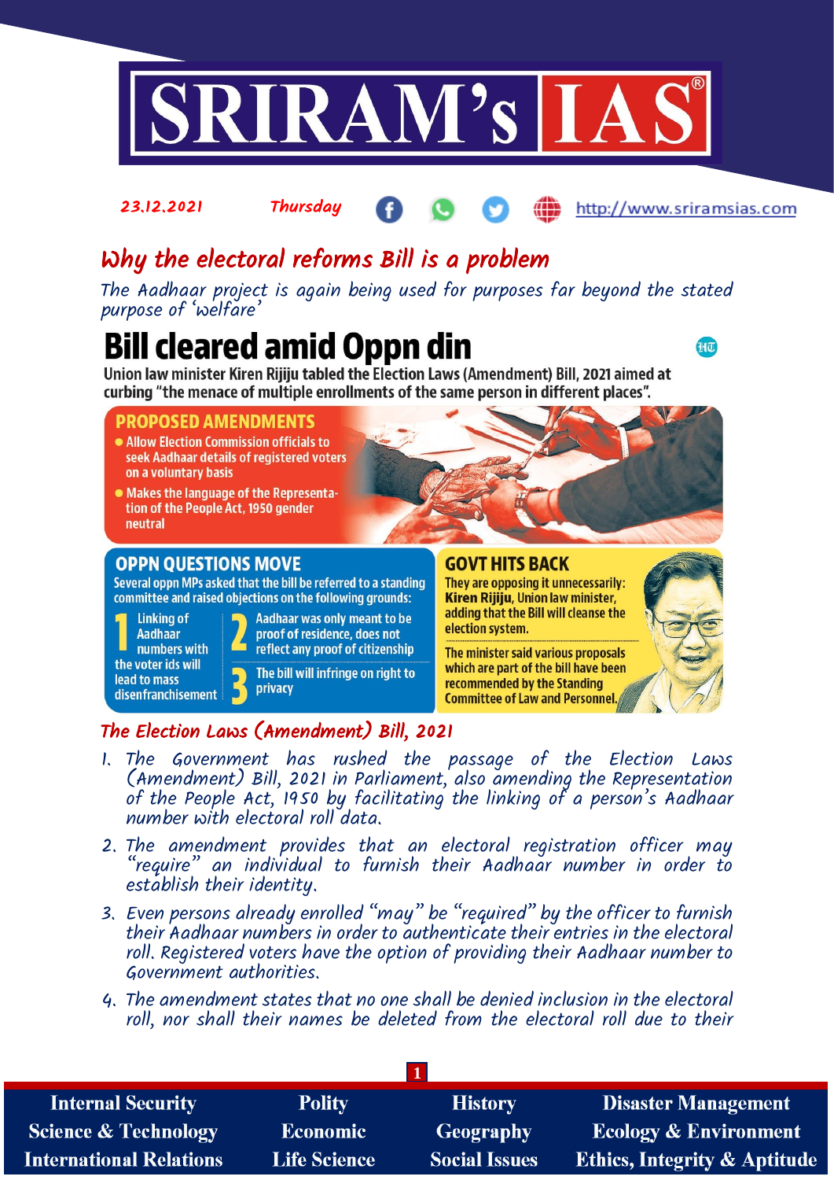23.12.2021 Thursday

# Why the electoral reforms Bill is a problem

*The Aadhaar project is again being used for purposes far beyond the stated purpose of 'welfare'*

## Bill cleared amid Oppn din

**Union law minister Kiren Rijiju tabled the Election Laws (Amendment) Bill, 2021 aimed at curbing "the menace of multiple enrollments of the same person in different places".**

### PROPOSED AMENDMENTS

- Allow Election Commission officials to seek Aadhaar details of registered voters on a voluntary basis
- Makes the language of the Representation of the People Act, 1950 gender neutral

### OPPN QUESTIONS MOVE

Several oppn MPs asked that the bill be referred to a standing committee and raised objections on the following grounds:

1. Linking of Aadhaar numbers with the voter ids will lead to mass disenfranchisement
2. Aadhaar was only meant to be proof of residence, does not reflect any proof of citizenship
3. The bill will infringe on right to privacy

### GOVT HITS BACK

They are opposing it unnecessarily: **Kiren Rijiju**, Union law minister, adding that the Bill will cleanse the election system.

The minister said various proposals which are part of the bill have been recommended by the Standing Committee of Law and Personnel.

## The Election Laws (Amendment) Bill, 2021

1. The Government has rushed the passage of the Election Laws (Amendment) Bill, 2021 in Parliament, also amending the Representation of the People Act, 1950 by facilitating the linking of a person's Aadhaar number with electoral roll data.
2. The amendment provides that an electoral registration officer may "require" an individual to furnish their Aadhaar number in order to establish their identity.
3. Even persons already enrolled "may" be "required" by the officer to furnish their Aadhaar numbers in order to authenticate their entries in the electoral roll. Registered voters have the option of providing their Aadhaar number to Government authorities.
4. The amendment states that no one shall be denied inclusion in the electoral roll, nor shall their names be deleted from the electoral roll due to their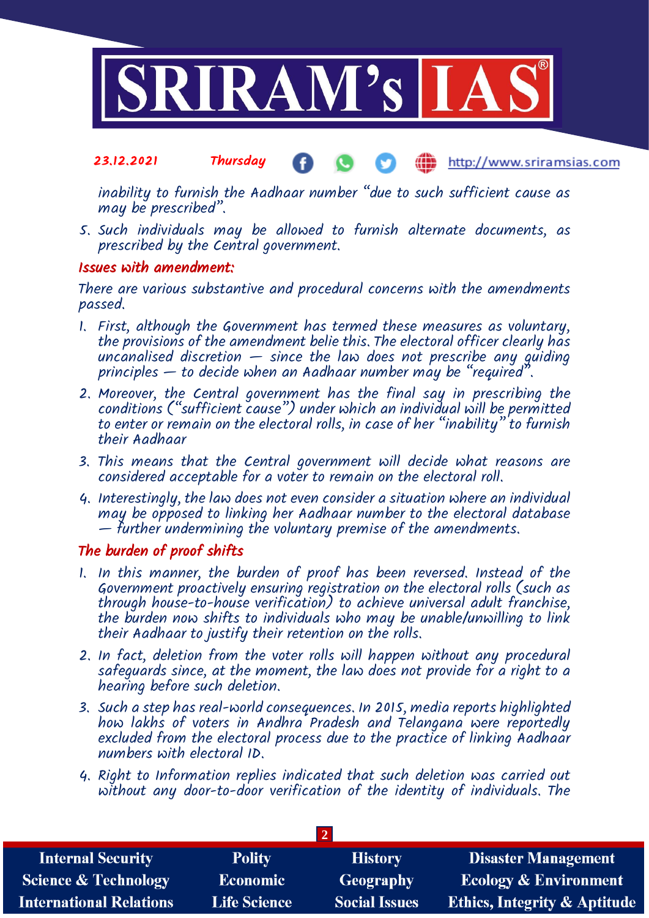inability to furnish the Aadhaar number "due to such sufficient cause as may be prescribed".

5. Such individuals may be allowed to furnish alternate documents, as prescribed by the Central government.

## Issues with amendment:

There are various substantive and procedural concerns with the amendments passed.

1. First, although the Government has termed these measures as voluntary, the provisions of the amendment belie this. The electoral officer clearly has uncanalised discretion — since the law does not prescribe any guiding principles — to decide when an Aadhaar number may be "required".
2. Moreover, the Central government has the final say in prescribing the conditions ("sufficient cause") under which an individual will be permitted to enter or remain on the electoral rolls, in case of her "inability" to furnish their Aadhaar
3. This means that the Central government will decide what reasons are considered acceptable for a voter to remain on the electoral roll.
4. Interestingly, the law does not even consider a situation where an individual may be opposed to linking her Aadhaar number to the electoral database — further undermining the voluntary premise of the amendments.

## The burden of proof shifts

1. In this manner, the burden of proof has been reversed. Instead of the Government proactively ensuring registration on the electoral rolls (such as through house-to-house verification) to achieve universal adult franchise, the burden now shifts to individuals who may be unable/unwilling to link their Aadhaar to justify their retention on the rolls.
2. In fact, deletion from the voter rolls will happen without any procedural safeguards since, at the moment, the law does not provide for a right to a hearing before such deletion.
3. Such a step has real-world consequences. In 2015, media reports highlighted how lakhs of voters in Andhra Pradesh and Telangana were reportedly excluded from the electoral process due to the practice of linking Aadhaar numbers with electoral ID.
4. Right to Information replies indicated that such deletion was carried out without any door-to-door verification of the identity of individuals. The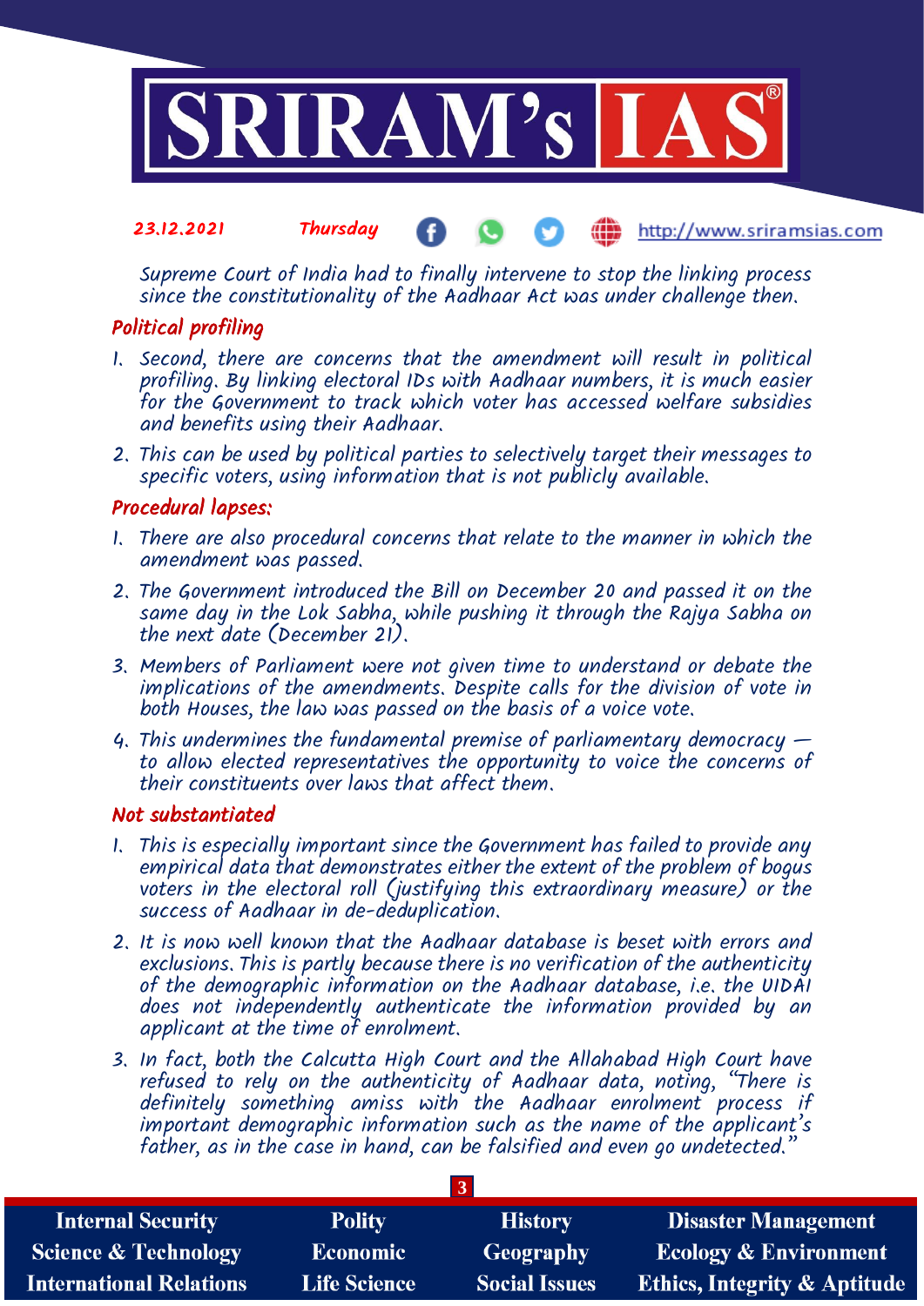Supreme Court of India had to finally intervene to stop the linking process since the constitutionality of the Aadhaar Act was under challenge then.

## Political profiling

1. Second, there are concerns that the amendment will result in political profiling. By linking electoral IDs with Aadhaar numbers, it is much easier for the Government to track which voter has accessed welfare subsidies and benefits using their Aadhaar.
2. This can be used by political parties to selectively target their messages to specific voters, using information that is not publicly available.

## Procedural lapses:

1. There are also procedural concerns that relate to the manner in which the amendment was passed.
2. The Government introduced the Bill on December 20 and passed it on the same day in the Lok Sabha, while pushing it through the Rajya Sabha on the next date (December 21).
3. Members of Parliament were not given time to understand or debate the implications of the amendments. Despite calls for the division of vote in both Houses, the law was passed on the basis of a voice vote.
4. This undermines the fundamental premise of parliamentary democracy — to allow elected representatives the opportunity to voice the concerns of their constituents over laws that affect them.

## Not substantiated

1. This is especially important since the Government has failed to provide any empirical data that demonstrates either the extent of the problem of bogus voters in the electoral roll (justifying this extraordinary measure) or the success of Aadhaar in de-deduplication.
2. It is now well known that the Aadhaar database is beset with errors and exclusions. This is partly because there is no verification of the authenticity of the demographic information on the Aadhaar database, i.e. the UIDAI does not independently authenticate the information provided by an applicant at the time of enrolment.
3. In fact, both the Calcutta High Court and the Allahabad High Court have refused to rely on the authenticity of Aadhaar data, noting, "There is definitely something amiss with the Aadhaar enrolment process if important demographic information such as the name of the applicant's father, as in the case in hand, can be falsified and even go undetected."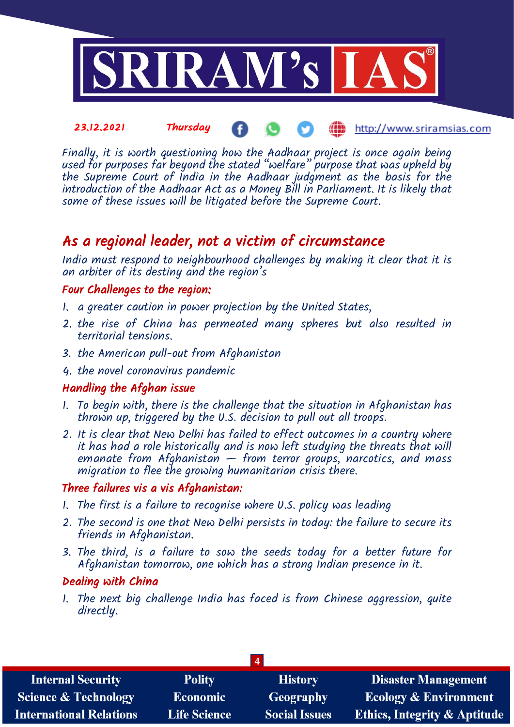Finally, it is worth questioning how the Aadhaar project is once again being used for purposes far beyond the stated "welfare" purpose that was upheld by the Supreme Court of India in the Aadhaar judgment as the basis for the introduction of the Aadhaar Act as a Money Bill in Parliament. It is likely that some of these issues will be litigated before the Supreme Court.

## As a regional leader, not a victim of circumstance

India must respond to neighbourhood challenges by making it clear that it is an arbiter of its destiny and the region's

### Four Challenges to the region:

1. a greater caution in power projection by the United States,
2. the rise of China has permeated many spheres but also resulted in territorial tensions.
3. the American pull-out from Afghanistan
4. the novel coronavirus pandemic

### Handling the Afghan issue

1. To begin with, there is the challenge that the situation in Afghanistan has thrown up, triggered by the U.S. decision to pull out all troops.
2. It is clear that New Delhi has failed to effect outcomes in a country where it has had a role historically and is now left studying the threats that will emanate from Afghanistan — from terror groups, narcotics, and mass migration to flee the growing humanitarian crisis there.

### Three failures vis a vis Afghanistan:

1. The first is a failure to recognise where U.S. policy was leading
2. The second is one that New Delhi persists in today: the failure to secure its friends in Afghanistan.
3. The third, is a failure to sow the seeds today for a better future for Afghanistan tomorrow, one which has a strong Indian presence in it.

### Dealing with China

1. The next big challenge India has faced is from Chinese aggression, quite directly.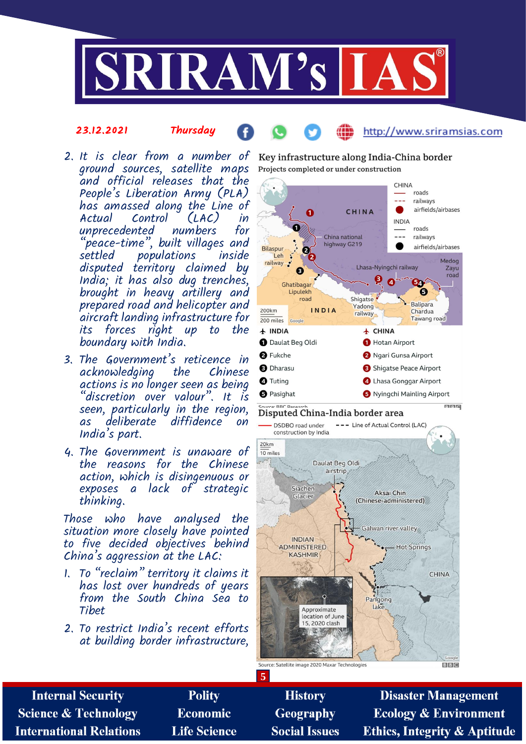2. It is clear from a number of ground sources, satellite maps and official releases that the People's Liberation Army (PLA) has amassed along the Line of Actual Control (LAC) in unprecedented numbers for "peace-time", built villages and settled populations inside disputed territory claimed by India; it has also dug trenches, brought in heavy artillery and prepared road and helicopter and aircraft landing infrastructure for its forces right up to the boundary with India.

3. The Government's reticence in acknowledging the Chinese actions is no longer seen as being "discretion over valour". It is seen, particularly in the region, as deliberate diffidence on India's part.

4. The Government is unaware of the reasons for the Chinese action, which is disingenuous or exposes a lack of strategic thinking.

Those who have analysed the situation more closely have pointed to five decided objectives behind China's aggression at the LAC:

1. To "reclaim" territory it claims it has lost over hundreds of years from the South China Sea to Tibet

2. To restrict India's recent efforts at building border infrastructure,

**Key infrastructure along India-China border**

Projects completed or under construction

| INDIA | CHINA |
|---|---|
| 1 Daulat Beg Oldi | 1 Hotan Airport |
| 2 Fukche | 2 Ngari Gunsa Airport |
| 3 Dharasu | 3 Shigatse Peace Airport |
| 4 Tuting | 4 Lhasa Gonggar Airport |
| 5 Pasighat | 5 Nyingchi Mainling Airport |

Source: BBC Research

**Disputed China-India border area**

Source: Satellite image 2020 Maxar Technologies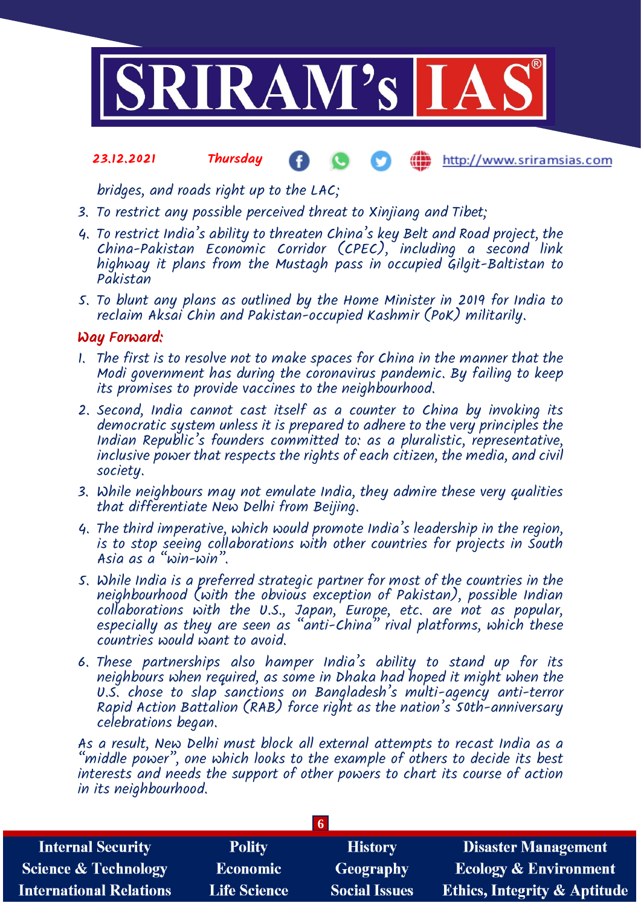bridges, and roads right up to the LAC;

3. To restrict any possible perceived threat to Xinjiang and Tibet;
4. To restrict India's ability to threaten China's key Belt and Road project, the China-Pakistan Economic Corridor (CPEC), including a second link highway it plans from the Mustagh pass in occupied Gilgit-Baltistan to Pakistan
5. To blunt any plans as outlined by the Home Minister in 2019 for India to reclaim Aksai Chin and Pakistan-occupied Kashmir (PoK) militarily.

## Way Forward:

1. The first is to resolve not to make spaces for China in the manner that the Modi government has during the coronavirus pandemic. By failing to keep its promises to provide vaccines to the neighbourhood.
2. Second, India cannot cast itself as a counter to China by invoking its democratic system unless it is prepared to adhere to the very principles the Indian Republic's founders committed to: as a pluralistic, representative, inclusive power that respects the rights of each citizen, the media, and civil society.
3. While neighbours may not emulate India, they admire these very qualities that differentiate New Delhi from Beijing.
4. The third imperative, which would promote India's leadership in the region, is to stop seeing collaborations with other countries for projects in South Asia as a "win-win".
5. While India is a preferred strategic partner for most of the countries in the neighbourhood (with the obvious exception of Pakistan), possible Indian collaborations with the U.S., Japan, Europe, etc. are not as popular, especially as they are seen as "anti-China" rival platforms, which these countries would want to avoid.
6. These partnerships also hamper India's ability to stand up for its neighbours when required, as some in Dhaka had hoped it might when the U.S. chose to slap sanctions on Bangladesh's multi-agency anti-terror Rapid Action Battalion (RAB) force right as the nation's 50th-anniversary celebrations began.

As a result, New Delhi must block all external attempts to recast India as a "middle power", one which looks to the example of others to decide its best interests and needs the support of other powers to chart its course of action in its neighbourhood.